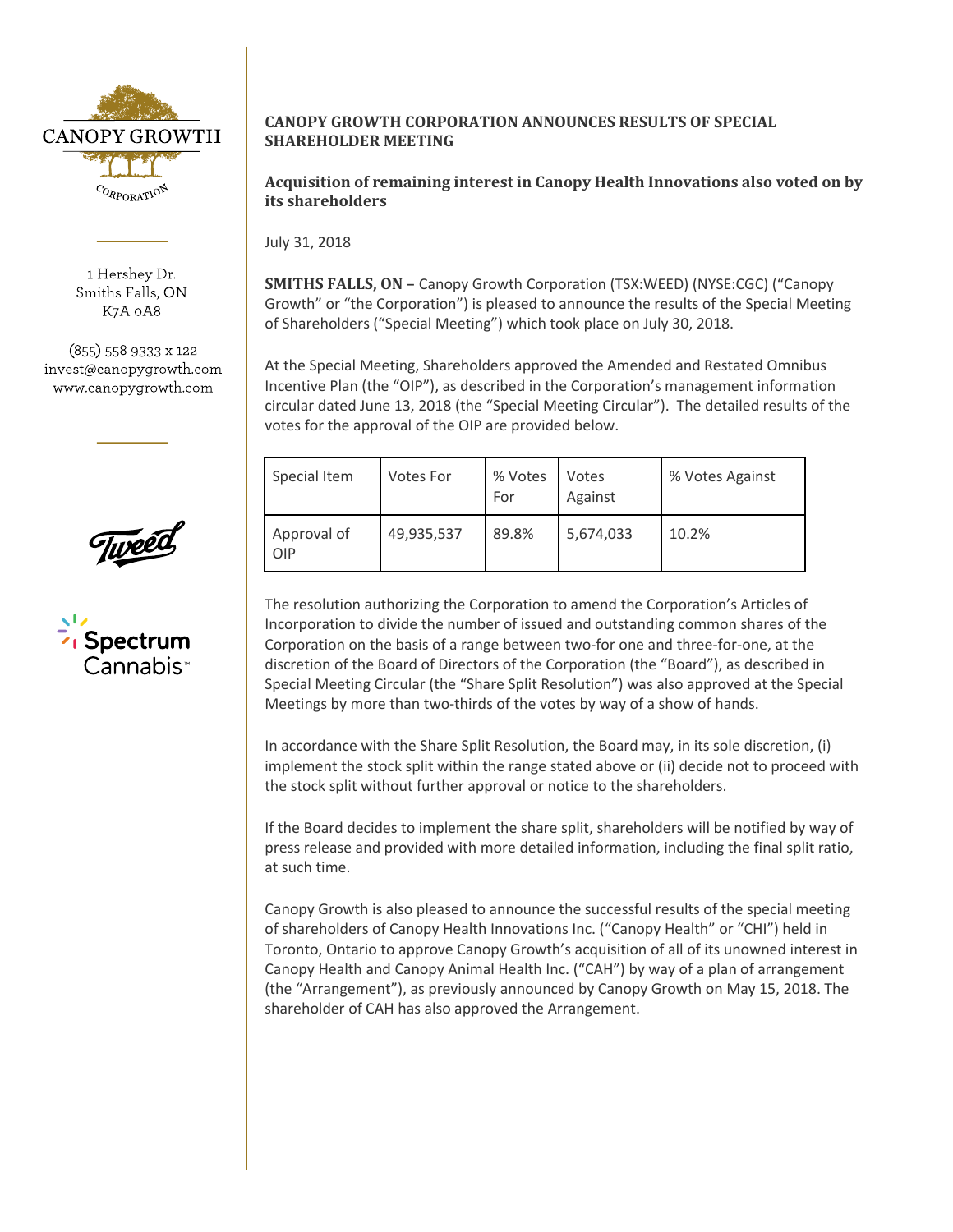1 Hershey Dr.
Smiths Falls, ON
K7A 0A8

(855) 558 9333 x 122
invest@canopygrowth.com
www.canopygrowth.com

# CANOPY GROWTH CORPORATION ANNOUNCES RESULTS OF SPECIAL SHAREHOLDER MEETING

## Acquisition of remaining interest in Canopy Health Innovations also voted on by its shareholders

July 31, 2018

**SMITHS FALLS, ON –** Canopy Growth Corporation (TSX:WEED) (NYSE:CGC) ("Canopy Growth" or "the Corporation") is pleased to announce the results of the Special Meeting of Shareholders ("Special Meeting") which took place on July 30, 2018.

At the Special Meeting, Shareholders approved the Amended and Restated Omnibus Incentive Plan (the "OIP"), as described in the Corporation's management information circular dated June 13, 2018 (the "Special Meeting Circular"). The detailed results of the votes for the approval of the OIP are provided below.

| Special Item | Votes For | % Votes For | Votes Against | % Votes Against |
|---|---|---|---|---|
| Approval of OIP | 49,935,537 | 89.8% | 5,674,033 | 10.2% |

The resolution authorizing the Corporation to amend the Corporation's Articles of Incorporation to divide the number of issued and outstanding common shares of the Corporation on the basis of a range between two-for one and three-for-one, at the discretion of the Board of Directors of the Corporation (the "Board"), as described in Special Meeting Circular (the "Share Split Resolution") was also approved at the Special Meetings by more than two-thirds of the votes by way of a show of hands.

In accordance with the Share Split Resolution, the Board may, in its sole discretion, (i) implement the stock split within the range stated above or (ii) decide not to proceed with the stock split without further approval or notice to the shareholders.

If the Board decides to implement the share split, shareholders will be notified by way of press release and provided with more detailed information, including the final split ratio, at such time.

Canopy Growth is also pleased to announce the successful results of the special meeting of shareholders of Canopy Health Innovations Inc. ("Canopy Health" or "CHI") held in Toronto, Ontario to approve Canopy Growth's acquisition of all of its unowned interest in Canopy Health and Canopy Animal Health Inc. ("CAH") by way of a plan of arrangement (the "Arrangement"), as previously announced by Canopy Growth on May 15, 2018. The shareholder of CAH has also approved the Arrangement.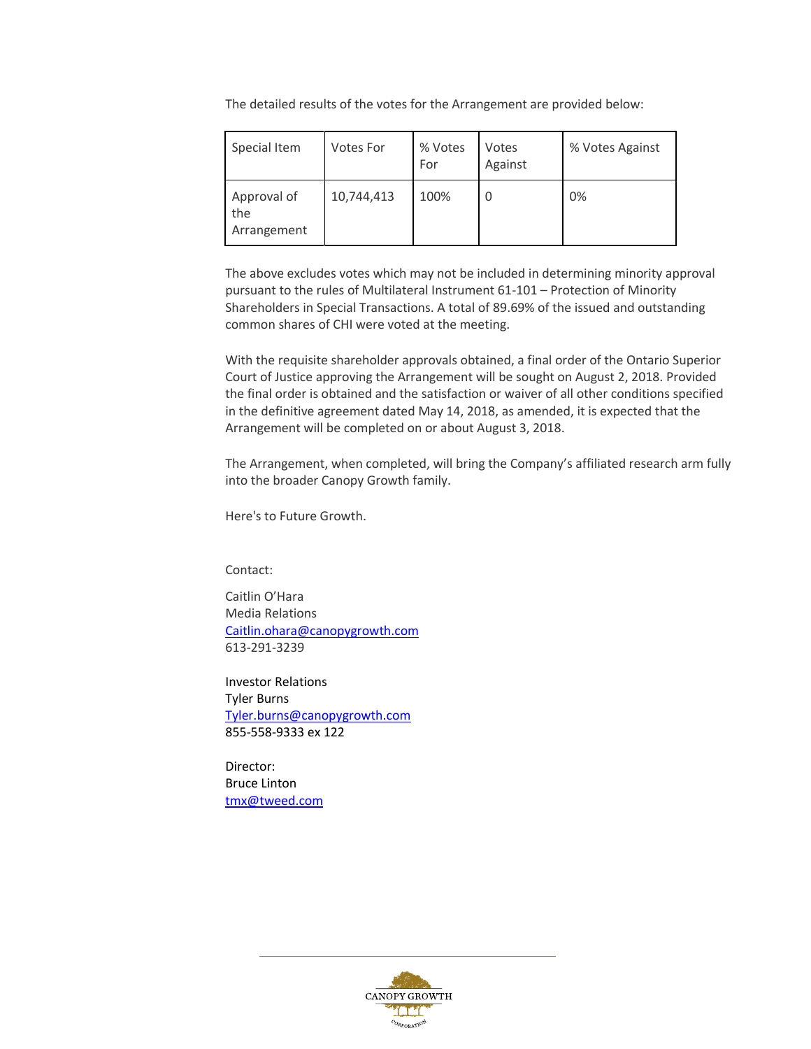The detailed results of the votes for the Arrangement are provided below:

| Special Item | Votes For | % Votes For | Votes Against | % Votes Against |
|---|---|---|---|---|
| Approval of the Arrangement | 10,744,413 | 100% | 0 | 0% |

The above excludes votes which may not be included in determining minority approval pursuant to the rules of Multilateral Instrument 61-101 – Protection of Minority Shareholders in Special Transactions. A total of 89.69% of the issued and outstanding common shares of CHI were voted at the meeting.

With the requisite shareholder approvals obtained, a final order of the Ontario Superior Court of Justice approving the Arrangement will be sought on August 2, 2018. Provided the final order is obtained and the satisfaction or waiver of all other conditions specified in the definitive agreement dated May 14, 2018, as amended, it is expected that the Arrangement will be completed on or about August 3, 2018.

The Arrangement, when completed, will bring the Company's affiliated research arm fully into the broader Canopy Growth family.

Here's to Future Growth.

Contact:

Caitlin O'Hara
Media Relations
Caitlin.ohara@canopygrowth.com
613-291-3239

Investor Relations
Tyler Burns
Tyler.burns@canopygrowth.com
855-558-9333 ex 122

Director:
Bruce Linton
tmx@tweed.com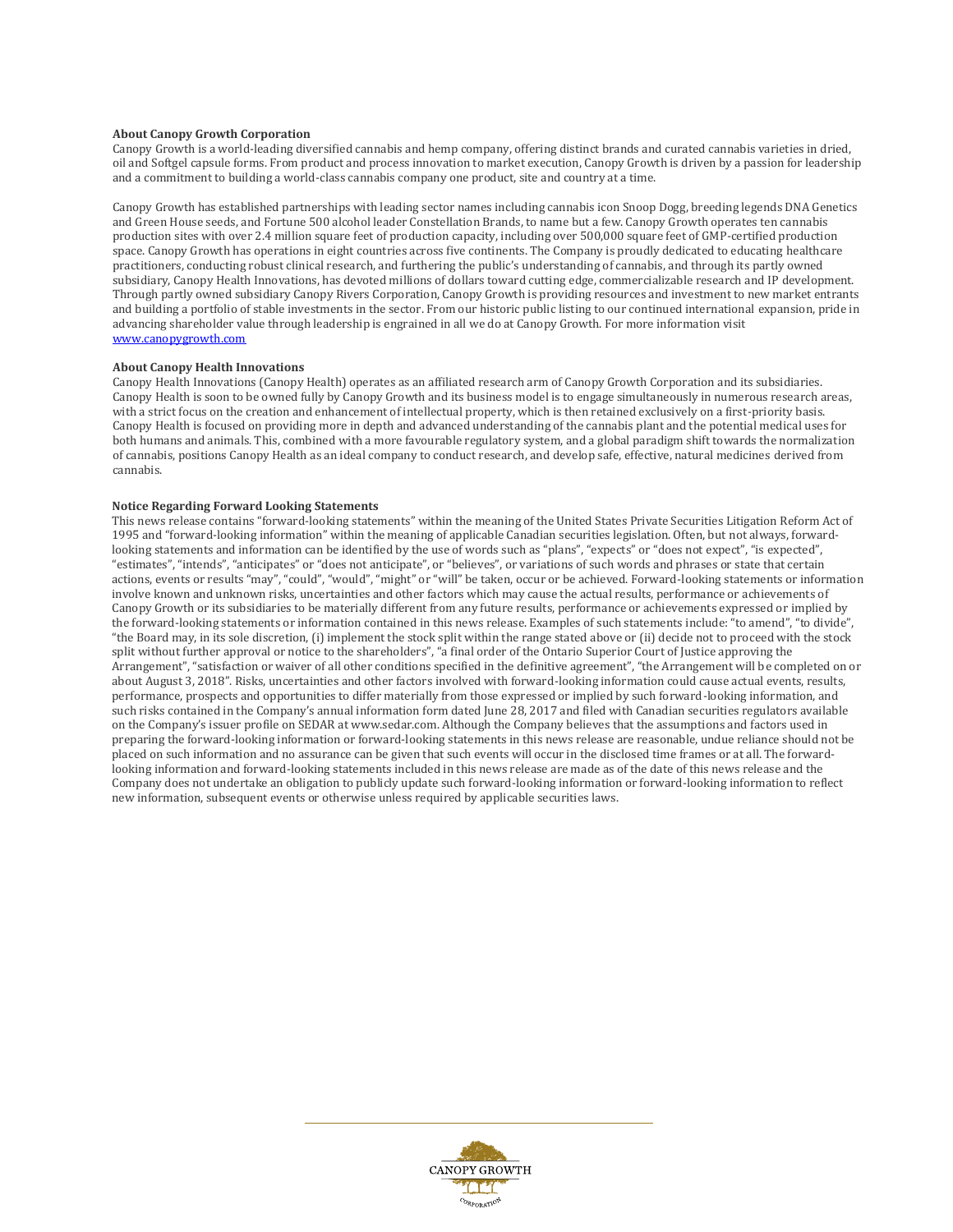**About Canopy Growth Corporation**

Canopy Growth is a world-leading diversified cannabis and hemp company, offering distinct brands and curated cannabis varieties in dried, oil and Softgel capsule forms. From product and process innovation to market execution, Canopy Growth is driven by a passion for leadership and a commitment to building a world-class cannabis company one product, site and country at a time.

Canopy Growth has established partnerships with leading sector names including cannabis icon Snoop Dogg, breeding legends DNA Genetics and Green House seeds, and Fortune 500 alcohol leader Constellation Brands, to name but a few. Canopy Growth operates ten cannabis production sites with over 2.4 million square feet of production capacity, including over 500,000 square feet of GMP-certified production space. Canopy Growth has operations in eight countries across five continents. The Company is proudly dedicated to educating healthcare practitioners, conducting robust clinical research, and furthering the public's understanding of cannabis, and through its partly owned subsidiary, Canopy Health Innovations, has devoted millions of dollars toward cutting edge, commercializable research and IP development. Through partly owned subsidiary Canopy Rivers Corporation, Canopy Growth is providing resources and investment to new market entrants and building a portfolio of stable investments in the sector. From our historic public listing to our continued international expansion, pride in advancing shareholder value through leadership is engrained in all we do at Canopy Growth. For more information visit [www.canopygrowth.com](http://www.canopygrowth.com)

**About Canopy Health Innovations**

Canopy Health Innovations (Canopy Health) operates as an affiliated research arm of Canopy Growth Corporation and its subsidiaries. Canopy Health is soon to be owned fully by Canopy Growth and its business model is to engage simultaneously in numerous research areas, with a strict focus on the creation and enhancement of intellectual property, which is then retained exclusively on a first-priority basis. Canopy Health is focused on providing more in depth and advanced understanding of the cannabis plant and the potential medical uses for both humans and animals. This, combined with a more favourable regulatory system, and a global paradigm shift towards the normalization of cannabis, positions Canopy Health as an ideal company to conduct research, and develop safe, effective, natural medicines derived from cannabis.

**Notice Regarding Forward Looking Statements**

This news release contains "forward-looking statements" within the meaning of the United States Private Securities Litigation Reform Act of 1995 and "forward-looking information" within the meaning of applicable Canadian securities legislation. Often, but not always, forward-looking statements and information can be identified by the use of words such as "plans", "expects" or "does not expect", "is expected", "estimates", "intends", "anticipates" or "does not anticipate", or "believes", or variations of such words and phrases or state that certain actions, events or results "may", "could", "would", "might" or "will" be taken, occur or be achieved. Forward-looking statements or information involve known and unknown risks, uncertainties and other factors which may cause the actual results, performance or achievements of Canopy Growth or its subsidiaries to be materially different from any future results, performance or achievements expressed or implied by the forward-looking statements or information contained in this news release. Examples of such statements include: "to amend", "to divide", "the Board may, in its sole discretion, (i) implement the stock split within the range stated above or (ii) decide not to proceed with the stock split without further approval or notice to the shareholders", "a final order of the Ontario Superior Court of Justice approving the Arrangement", "satisfaction or waiver of all other conditions specified in the definitive agreement", "the Arrangement will be completed on or about August 3, 2018". Risks, uncertainties and other factors involved with forward-looking information could cause actual events, results, performance, prospects and opportunities to differ materially from those expressed or implied by such forward-looking information, and such risks contained in the Company's annual information form dated June 28, 2017 and filed with Canadian securities regulators available on the Company's issuer profile on SEDAR at www.sedar.com. Although the Company believes that the assumptions and factors used in preparing the forward-looking information or forward-looking statements in this news release are reasonable, undue reliance should not be placed on such information and no assurance can be given that such events will occur in the disclosed time frames or at all. The forward-looking information and forward-looking statements included in this news release are made as of the date of this news release and the Company does not undertake an obligation to publicly update such forward-looking information or forward-looking information to reflect new information, subsequent events or otherwise unless required by applicable securities laws.